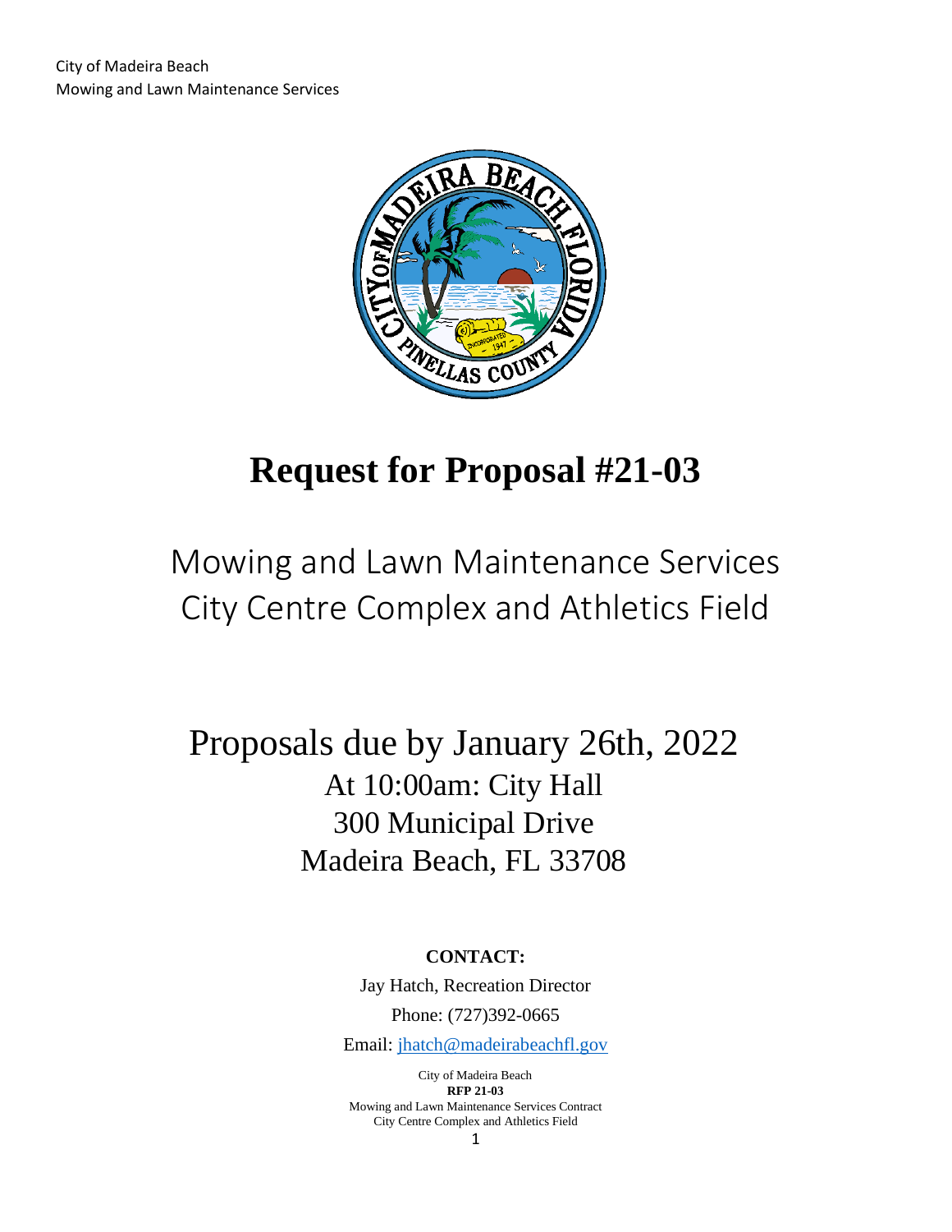# Request for Proposal #21-03

## Mowing and Lawn Maintenance Services
## City Centre Complex and Athletics Field

Proposals due by January 26th, 2022
At 10:00am: City Hall
300 Municipal Drive
Madeira Beach, FL 33708

**CONTACT:**

Jay Hatch, Recreation Director

Phone: (727)392-0665

Email: jhatch@madeirabeachfl.gov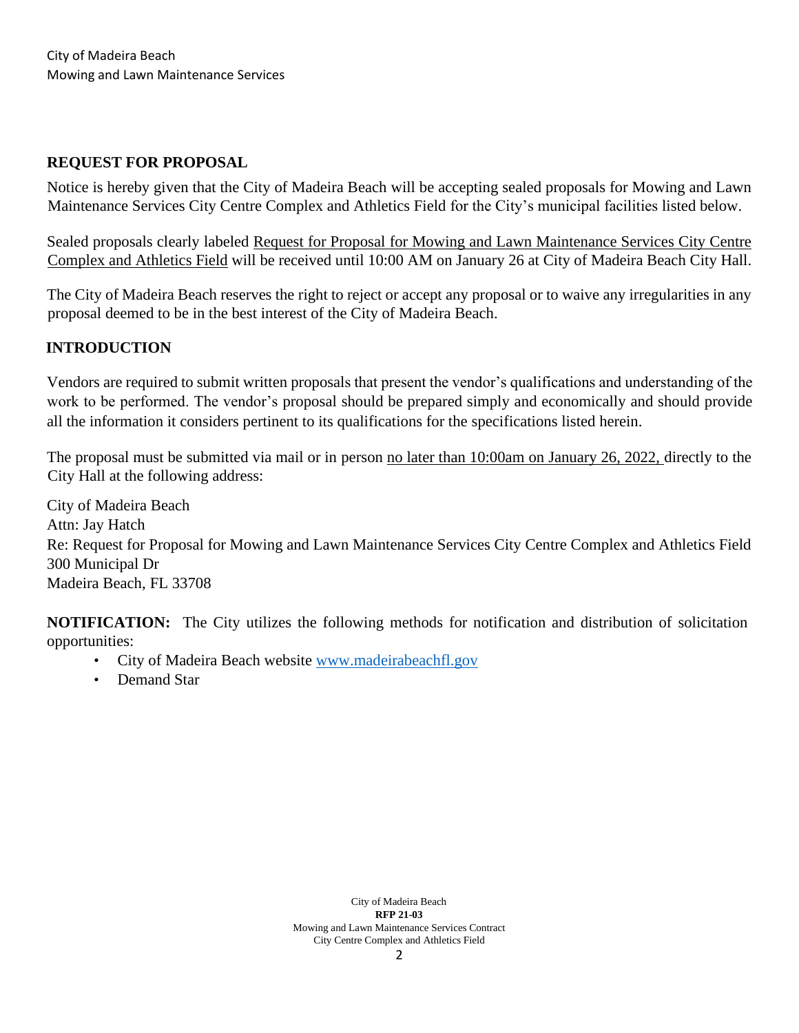## REQUEST FOR PROPOSAL

Notice is hereby given that the City of Madeira Beach will be accepting sealed proposals for Mowing and Lawn Maintenance Services City Centre Complex and Athletics Field for the City's municipal facilities listed below.

Sealed proposals clearly labeled Request for Proposal for Mowing and Lawn Maintenance Services City Centre Complex and Athletics Field will be received until 10:00 AM on January 26 at City of Madeira Beach City Hall.

The City of Madeira Beach reserves the right to reject or accept any proposal or to waive any irregularities in any proposal deemed to be in the best interest of the City of Madeira Beach.

## INTRODUCTION

Vendors are required to submit written proposals that present the vendor's qualifications and understanding of the work to be performed. The vendor's proposal should be prepared simply and economically and should provide all the information it considers pertinent to its qualifications for the specifications listed herein.

The proposal must be submitted via mail or in person no later than 10:00am on January 26, 2022, directly to the City Hall at the following address:

City of Madeira Beach
Attn: Jay Hatch
Re: Request for Proposal for Mowing and Lawn Maintenance Services City Centre Complex and Athletics Field
300 Municipal Dr
Madeira Beach, FL 33708

**NOTIFICATION:** The City utilizes the following methods for notification and distribution of solicitation opportunities:

- City of Madeira Beach website www.madeirabeachfl.gov
- Demand Star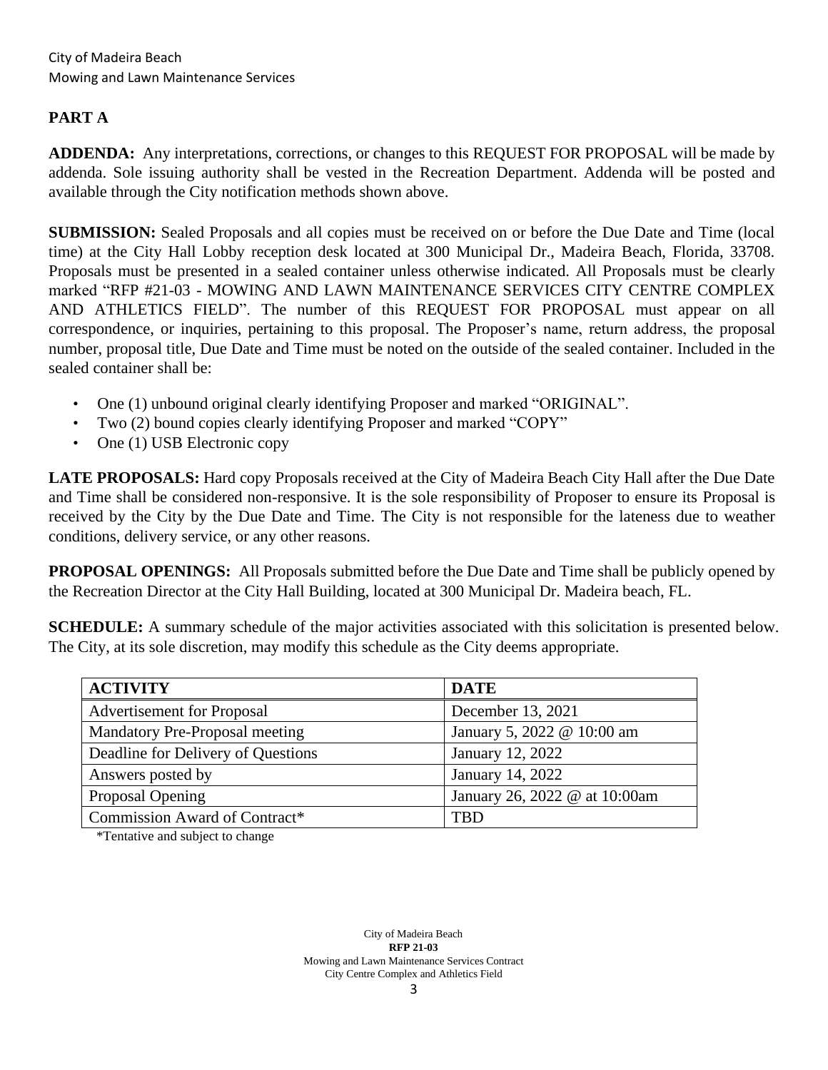## PART A

**ADDENDA:** Any interpretations, corrections, or changes to this REQUEST FOR PROPOSAL will be made by addenda. Sole issuing authority shall be vested in the Recreation Department. Addenda will be posted and available through the City notification methods shown above.

**SUBMISSION:** Sealed Proposals and all copies must be received on or before the Due Date and Time (local time) at the City Hall Lobby reception desk located at 300 Municipal Dr., Madeira Beach, Florida, 33708. Proposals must be presented in a sealed container unless otherwise indicated. All Proposals must be clearly marked "RFP #21-03 - MOWING AND LAWN MAINTENANCE SERVICES CITY CENTRE COMPLEX AND ATHLETICS FIELD". The number of this REQUEST FOR PROPOSAL must appear on all correspondence, or inquiries, pertaining to this proposal. The Proposer's name, return address, the proposal number, proposal title, Due Date and Time must be noted on the outside of the sealed container. Included in the sealed container shall be:

- One (1) unbound original clearly identifying Proposer and marked "ORIGINAL".
- Two (2) bound copies clearly identifying Proposer and marked "COPY"
- One (1) USB Electronic copy

**LATE PROPOSALS:** Hard copy Proposals received at the City of Madeira Beach City Hall after the Due Date and Time shall be considered non-responsive. It is the sole responsibility of Proposer to ensure its Proposal is received by the City by the Due Date and Time. The City is not responsible for the lateness due to weather conditions, delivery service, or any other reasons.

**PROPOSAL OPENINGS:** All Proposals submitted before the Due Date and Time shall be publicly opened by the Recreation Director at the City Hall Building, located at 300 Municipal Dr. Madeira beach, FL.

**SCHEDULE:** A summary schedule of the major activities associated with this solicitation is presented below. The City, at its sole discretion, may modify this schedule as the City deems appropriate.

| ACTIVITY | DATE |
|---|---|
| Advertisement for Proposal | December 13, 2021 |
| Mandatory Pre-Proposal meeting | January 5, 2022 @ 10:00 am |
| Deadline for Delivery of Questions | January 12, 2022 |
| Answers posted by | January 14, 2022 |
| Proposal Opening | January 26, 2022 @ at 10:00am |
| Commission Award of Contract* | TBD |

*Tentative and subject to change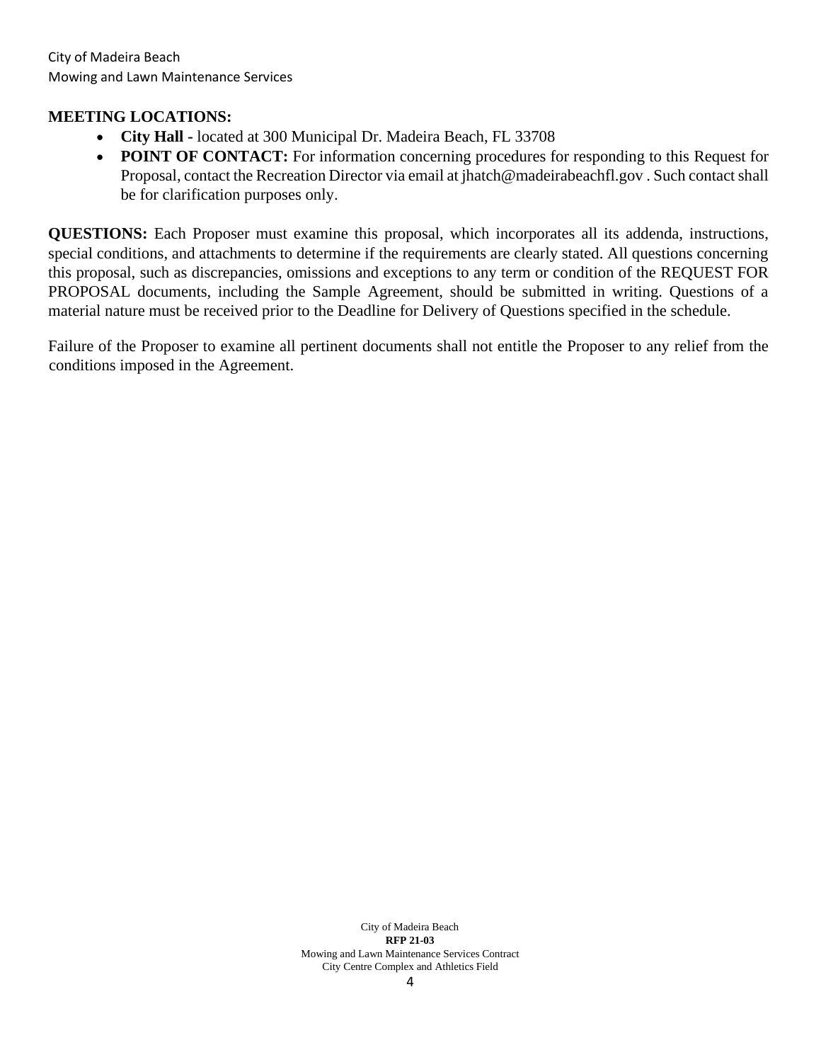**MEETING LOCATIONS:**

- **City Hall -** located at 300 Municipal Dr. Madeira Beach, FL 33708
- **POINT OF CONTACT:** For information concerning procedures for responding to this Request for Proposal, contact the Recreation Director via email at jhatch@madeirabeachfl.gov . Such contact shall be for clarification purposes only.

**QUESTIONS:** Each Proposer must examine this proposal, which incorporates all its addenda, instructions, special conditions, and attachments to determine if the requirements are clearly stated. All questions concerning this proposal, such as discrepancies, omissions and exceptions to any term or condition of the REQUEST FOR PROPOSAL documents, including the Sample Agreement, should be submitted in writing. Questions of a material nature must be received prior to the Deadline for Delivery of Questions specified in the schedule.

Failure of the Proposer to examine all pertinent documents shall not entitle the Proposer to any relief from the conditions imposed in the Agreement.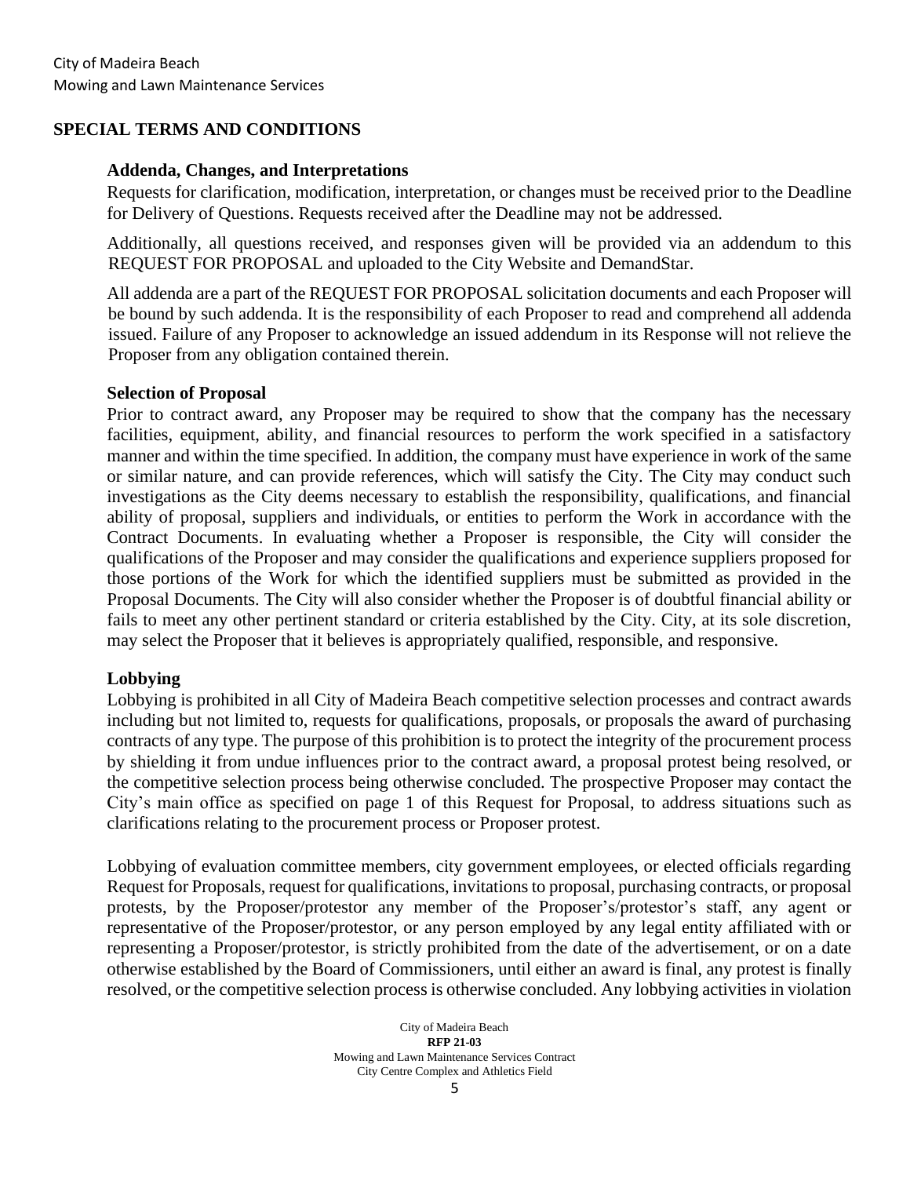## SPECIAL TERMS AND CONDITIONS

### Addenda, Changes, and Interpretations

Requests for clarification, modification, interpretation, or changes must be received prior to the Deadline for Delivery of Questions. Requests received after the Deadline may not be addressed.

Additionally, all questions received, and responses given will be provided via an addendum to this REQUEST FOR PROPOSAL and uploaded to the City Website and DemandStar.

All addenda are a part of the REQUEST FOR PROPOSAL solicitation documents and each Proposer will be bound by such addenda. It is the responsibility of each Proposer to read and comprehend all addenda issued. Failure of any Proposer to acknowledge an issued addendum in its Response will not relieve the Proposer from any obligation contained therein.

### Selection of Proposal

Prior to contract award, any Proposer may be required to show that the company has the necessary facilities, equipment, ability, and financial resources to perform the work specified in a satisfactory manner and within the time specified. In addition, the company must have experience in work of the same or similar nature, and can provide references, which will satisfy the City. The City may conduct such investigations as the City deems necessary to establish the responsibility, qualifications, and financial ability of proposal, suppliers and individuals, or entities to perform the Work in accordance with the Contract Documents. In evaluating whether a Proposer is responsible, the City will consider the qualifications of the Proposer and may consider the qualifications and experience suppliers proposed for those portions of the Work for which the identified suppliers must be submitted as provided in the Proposal Documents. The City will also consider whether the Proposer is of doubtful financial ability or fails to meet any other pertinent standard or criteria established by the City. City, at its sole discretion, may select the Proposer that it believes is appropriately qualified, responsible, and responsive.

### Lobbying

Lobbying is prohibited in all City of Madeira Beach competitive selection processes and contract awards including but not limited to, requests for qualifications, proposals, or proposals the award of purchasing contracts of any type. The purpose of this prohibition is to protect the integrity of the procurement process by shielding it from undue influences prior to the contract award, a proposal protest being resolved, or the competitive selection process being otherwise concluded. The prospective Proposer may contact the City's main office as specified on page 1 of this Request for Proposal, to address situations such as clarifications relating to the procurement process or Proposer protest.

Lobbying of evaluation committee members, city government employees, or elected officials regarding Request for Proposals, request for qualifications, invitations to proposal, purchasing contracts, or proposal protests, by the Proposer/protestor any member of the Proposer's/protestor's staff, any agent or representative of the Proposer/protestor, or any person employed by any legal entity affiliated with or representing a Proposer/protestor, is strictly prohibited from the date of the advertisement, or on a date otherwise established by the Board of Commissioners, until either an award is final, any protest is finally resolved, or the competitive selection process is otherwise concluded. Any lobbying activities in violation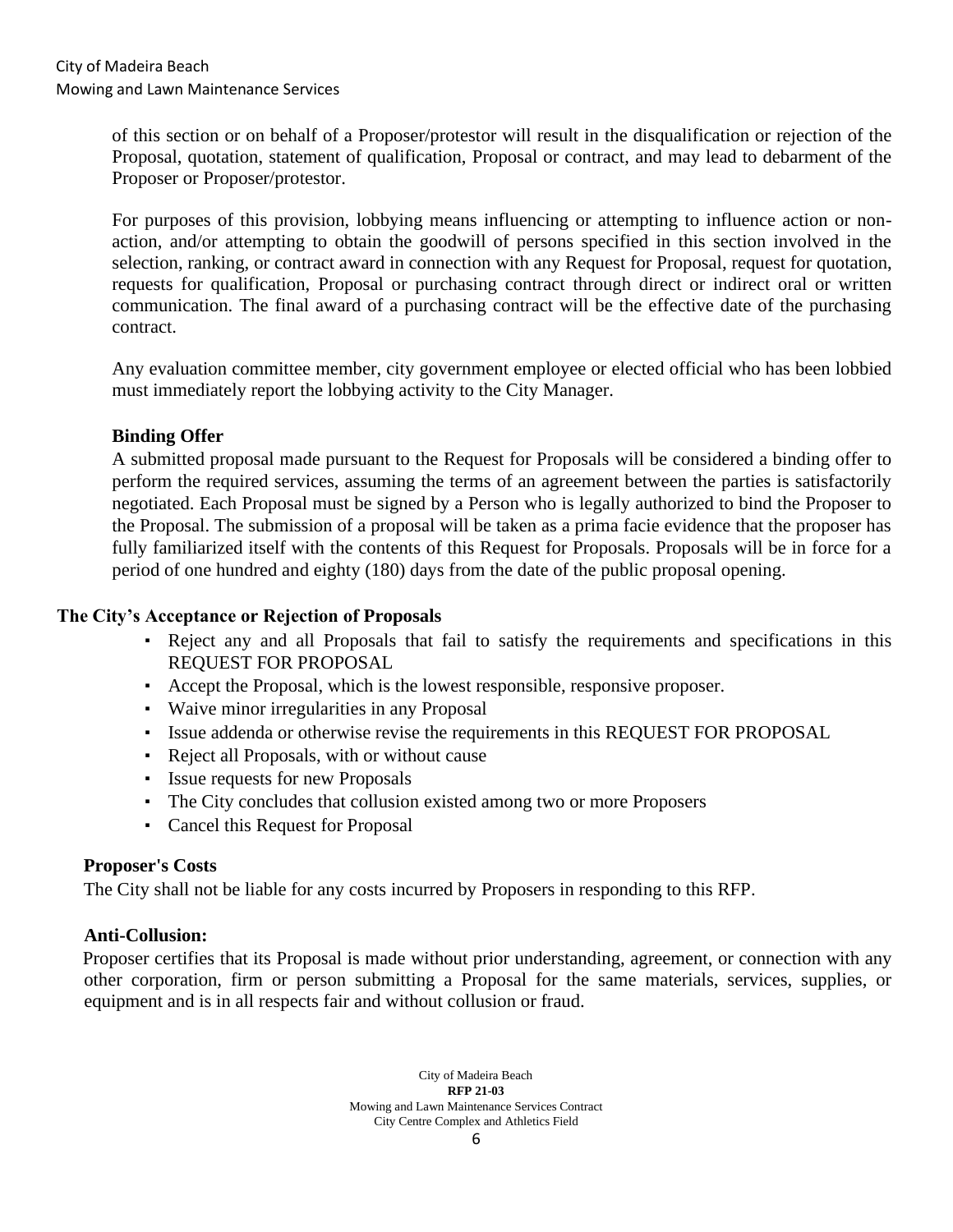of this section or on behalf of a Proposer/protestor will result in the disqualification or rejection of the Proposal, quotation, statement of qualification, Proposal or contract, and may lead to debarment of the Proposer or Proposer/protestor.

For purposes of this provision, lobbying means influencing or attempting to influence action or non-action, and/or attempting to obtain the goodwill of persons specified in this section involved in the selection, ranking, or contract award in connection with any Request for Proposal, request for quotation, requests for qualification, Proposal or purchasing contract through direct or indirect oral or written communication. The final award of a purchasing contract will be the effective date of the purchasing contract.

Any evaluation committee member, city government employee or elected official who has been lobbied must immediately report the lobbying activity to the City Manager.

**Binding Offer**

A submitted proposal made pursuant to the Request for Proposals will be considered a binding offer to perform the required services, assuming the terms of an agreement between the parties is satisfactorily negotiated. Each Proposal must be signed by a Person who is legally authorized to bind the Proposer to the Proposal. The submission of a proposal will be taken as a prima facie evidence that the proposer has fully familiarized itself with the contents of this Request for Proposals. Proposals will be in force for a period of one hundred and eighty (180) days from the date of the public proposal opening.

**The City's Acceptance or Rejection of Proposals**

- Reject any and all Proposals that fail to satisfy the requirements and specifications in this REQUEST FOR PROPOSAL
- Accept the Proposal, which is the lowest responsible, responsive proposer.
- Waive minor irregularities in any Proposal
- Issue addenda or otherwise revise the requirements in this REQUEST FOR PROPOSAL
- Reject all Proposals, with or without cause
- Issue requests for new Proposals
- The City concludes that collusion existed among two or more Proposers
- Cancel this Request for Proposal

**Proposer's Costs**

The City shall not be liable for any costs incurred by Proposers in responding to this RFP.

**Anti-Collusion:**

Proposer certifies that its Proposal is made without prior understanding, agreement, or connection with any other corporation, firm or person submitting a Proposal for the same materials, services, supplies, or equipment and is in all respects fair and without collusion or fraud.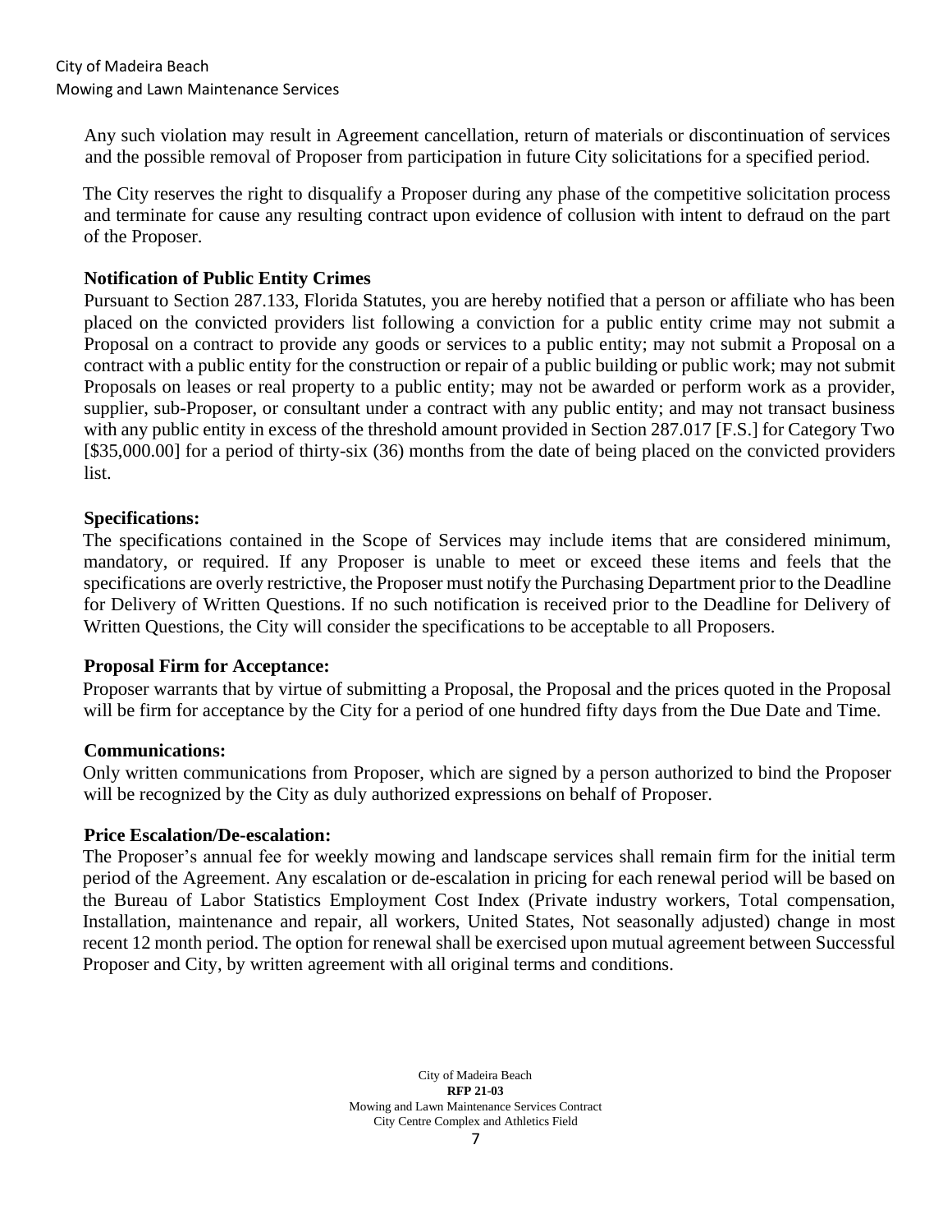Any such violation may result in Agreement cancellation, return of materials or discontinuation of services and the possible removal of Proposer from participation in future City solicitations for a specified period.

The City reserves the right to disqualify a Proposer during any phase of the competitive solicitation process and terminate for cause any resulting contract upon evidence of collusion with intent to defraud on the part of the Proposer.

**Notification of Public Entity Crimes**

Pursuant to Section 287.133, Florida Statutes, you are hereby notified that a person or affiliate who has been placed on the convicted providers list following a conviction for a public entity crime may not submit a Proposal on a contract to provide any goods or services to a public entity; may not submit a Proposal on a contract with a public entity for the construction or repair of a public building or public work; may not submit Proposals on leases or real property to a public entity; may not be awarded or perform work as a provider, supplier, sub-Proposer, or consultant under a contract with any public entity; and may not transact business with any public entity in excess of the threshold amount provided in Section 287.017 [F.S.] for Category Two [$35,000.00] for a period of thirty-six (36) months from the date of being placed on the convicted providers list.

**Specifications:**

The specifications contained in the Scope of Services may include items that are considered minimum, mandatory, or required. If any Proposer is unable to meet or exceed these items and feels that the specifications are overly restrictive, the Proposer must notify the Purchasing Department prior to the Deadline for Delivery of Written Questions. If no such notification is received prior to the Deadline for Delivery of Written Questions, the City will consider the specifications to be acceptable to all Proposers.

**Proposal Firm for Acceptance:**

Proposer warrants that by virtue of submitting a Proposal, the Proposal and the prices quoted in the Proposal will be firm for acceptance by the City for a period of one hundred fifty days from the Due Date and Time.

**Communications:**

Only written communications from Proposer, which are signed by a person authorized to bind the Proposer will be recognized by the City as duly authorized expressions on behalf of Proposer.

**Price Escalation/De-escalation:**

The Proposer's annual fee for weekly mowing and landscape services shall remain firm for the initial term period of the Agreement. Any escalation or de-escalation in pricing for each renewal period will be based on the Bureau of Labor Statistics Employment Cost Index (Private industry workers, Total compensation, Installation, maintenance and repair, all workers, United States, Not seasonally adjusted) change in most recent 12 month period. The option for renewal shall be exercised upon mutual agreement between Successful Proposer and City, by written agreement with all original terms and conditions.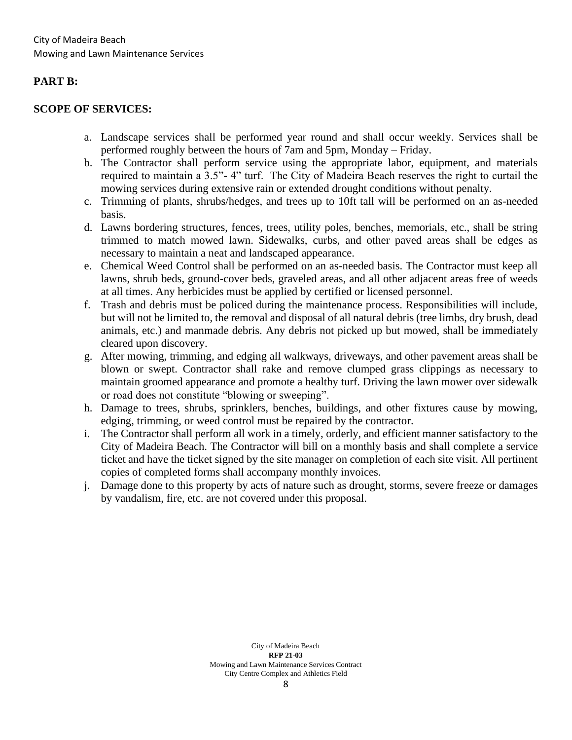**PART B:**

**SCOPE OF SERVICES:**

a. Landscape services shall be performed year round and shall occur weekly. Services shall be performed roughly between the hours of 7am and 5pm, Monday – Friday.
b. The Contractor shall perform service using the appropriate labor, equipment, and materials required to maintain a 3.5"- 4" turf. The City of Madeira Beach reserves the right to curtail the mowing services during extensive rain or extended drought conditions without penalty.
c. Trimming of plants, shrubs/hedges, and trees up to 10ft tall will be performed on an as-needed basis.
d. Lawns bordering structures, fences, trees, utility poles, benches, memorials, etc., shall be string trimmed to match mowed lawn. Sidewalks, curbs, and other paved areas shall be edges as necessary to maintain a neat and landscaped appearance.
e. Chemical Weed Control shall be performed on an as-needed basis. The Contractor must keep all lawns, shrub beds, ground-cover beds, graveled areas, and all other adjacent areas free of weeds at all times. Any herbicides must be applied by certified or licensed personnel.
f. Trash and debris must be policed during the maintenance process. Responsibilities will include, but will not be limited to, the removal and disposal of all natural debris (tree limbs, dry brush, dead animals, etc.) and manmade debris. Any debris not picked up but mowed, shall be immediately cleared upon discovery.
g. After mowing, trimming, and edging all walkways, driveways, and other pavement areas shall be blown or swept. Contractor shall rake and remove clumped grass clippings as necessary to maintain groomed appearance and promote a healthy turf. Driving the lawn mower over sidewalk or road does not constitute "blowing or sweeping".
h. Damage to trees, shrubs, sprinklers, benches, buildings, and other fixtures cause by mowing, edging, trimming, or weed control must be repaired by the contractor.
i. The Contractor shall perform all work in a timely, orderly, and efficient manner satisfactory to the City of Madeira Beach. The Contractor will bill on a monthly basis and shall complete a service ticket and have the ticket signed by the site manager on completion of each site visit. All pertinent copies of completed forms shall accompany monthly invoices.
j. Damage done to this property by acts of nature such as drought, storms, severe freeze or damages by vandalism, fire, etc. are not covered under this proposal.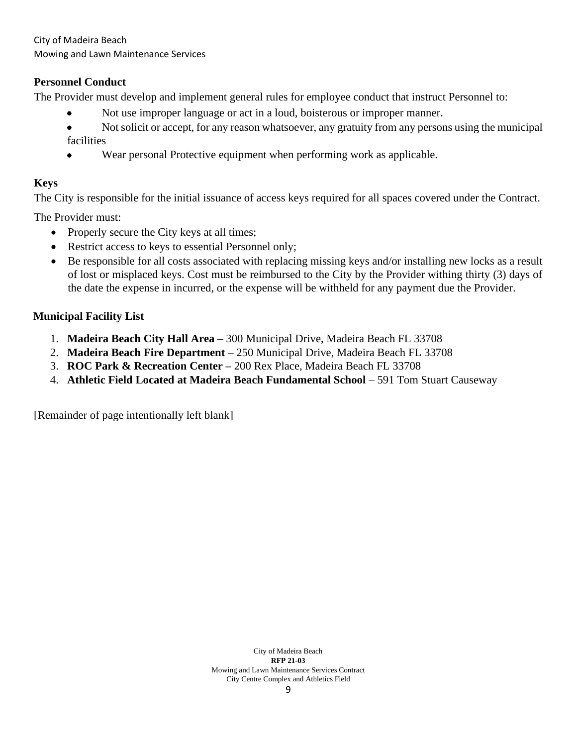## Personnel Conduct

The Provider must develop and implement general rules for employee conduct that instruct Personnel to:

- Not use improper language or act in a loud, boisterous or improper manner.
- Not solicit or accept, for any reason whatsoever, any gratuity from any persons using the municipal facilities
- Wear personal Protective equipment when performing work as applicable.

## Keys

The City is responsible for the initial issuance of access keys required for all spaces covered under the Contract.

The Provider must:

- Properly secure the City keys at all times;
- Restrict access to keys to essential Personnel only;
- Be responsible for all costs associated with replacing missing keys and/or installing new locks as a result of lost or misplaced keys. Cost must be reimbursed to the City by the Provider withing thirty (3) days of the date the expense in incurred, or the expense will be withheld for any payment due the Provider.

## Municipal Facility List

1. **Madeira Beach City Hall Area –** 300 Municipal Drive, Madeira Beach FL 33708
2. **Madeira Beach Fire Department** – 250 Municipal Drive, Madeira Beach FL 33708
3. **ROC Park & Recreation Center –** 200 Rex Place, Madeira Beach FL 33708
4. **Athletic Field Located at Madeira Beach Fundamental School** – 591 Tom Stuart Causeway

[Remainder of page intentionally left blank]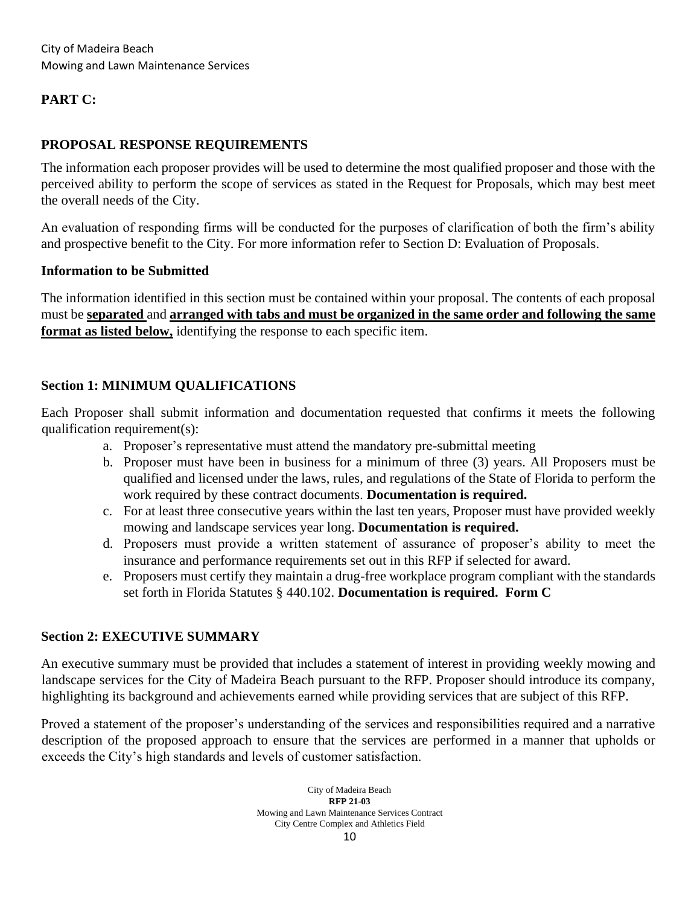## PART C:

## PROPOSAL RESPONSE REQUIREMENTS

The information each proposer provides will be used to determine the most qualified proposer and those with the perceived ability to perform the scope of services as stated in the Request for Proposals, which may best meet the overall needs of the City.

An evaluation of responding firms will be conducted for the purposes of clarification of both the firm's ability and prospective benefit to the City. For more information refer to Section D: Evaluation of Proposals.

### Information to be Submitted

The information identified in this section must be contained within your proposal. The contents of each proposal must be **separated** and **arranged with tabs and must be organized in the same order and following the same format as listed below,** identifying the response to each specific item.

### Section 1: MINIMUM QUALIFICATIONS

Each Proposer shall submit information and documentation requested that confirms it meets the following qualification requirement(s):

a. Proposer's representative must attend the mandatory pre-submittal meeting
b. Proposer must have been in business for a minimum of three (3) years. All Proposers must be qualified and licensed under the laws, rules, and regulations of the State of Florida to perform the work required by these contract documents. **Documentation is required.**
c. For at least three consecutive years within the last ten years, Proposer must have provided weekly mowing and landscape services year long. **Documentation is required.**
d. Proposers must provide a written statement of assurance of proposer's ability to meet the insurance and performance requirements set out in this RFP if selected for award.
e. Proposers must certify they maintain a drug-free workplace program compliant with the standards set forth in Florida Statutes § 440.102. **Documentation is required. Form C**

### Section 2: EXECUTIVE SUMMARY

An executive summary must be provided that includes a statement of interest in providing weekly mowing and landscape services for the City of Madeira Beach pursuant to the RFP. Proposer should introduce its company, highlighting its background and achievements earned while providing services that are subject of this RFP.

Proved a statement of the proposer's understanding of the services and responsibilities required and a narrative description of the proposed approach to ensure that the services are performed in a manner that upholds or exceeds the City's high standards and levels of customer satisfaction.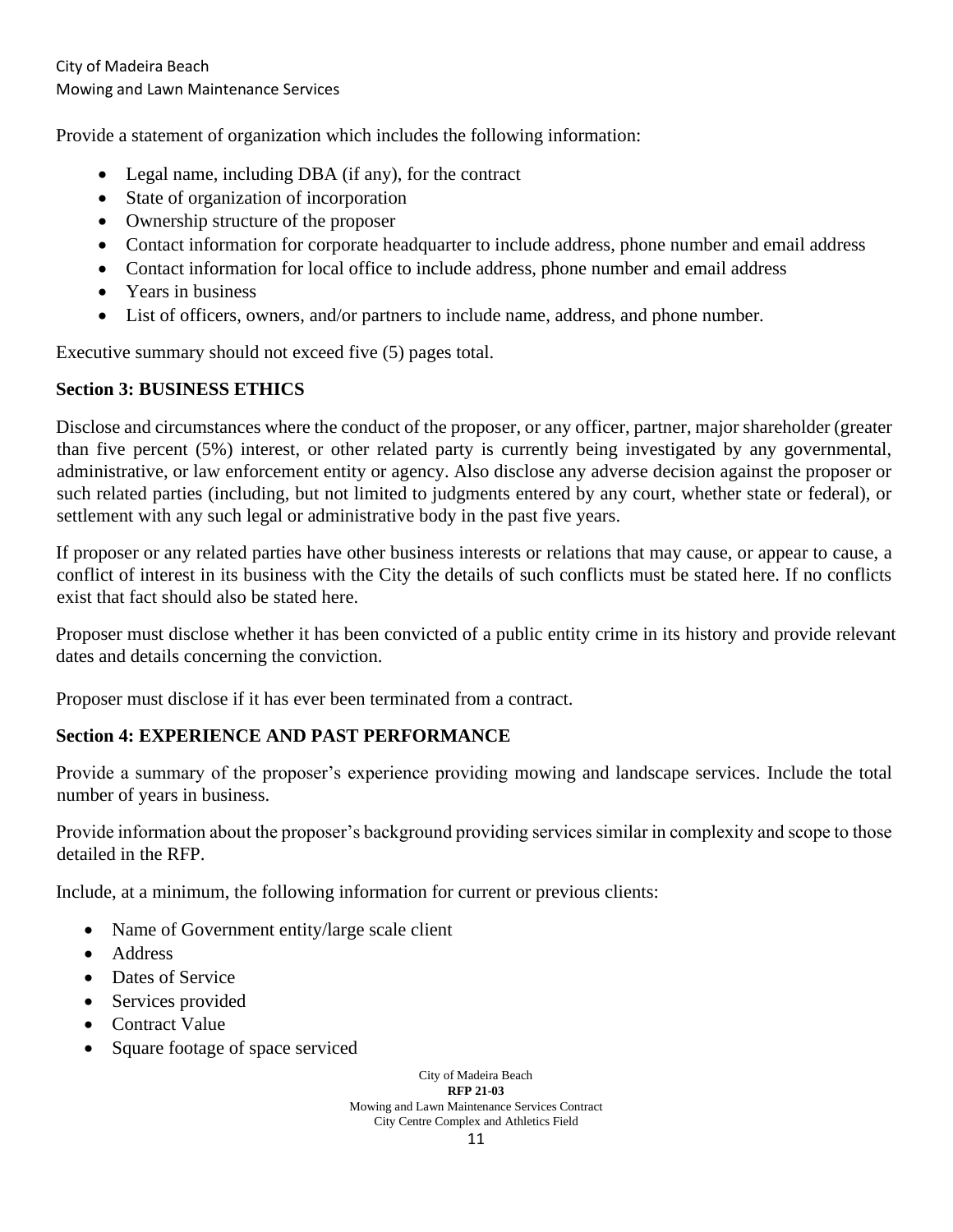Provide a statement of organization which includes the following information:

- Legal name, including DBA (if any), for the contract
- State of organization of incorporation
- Ownership structure of the proposer
- Contact information for corporate headquarter to include address, phone number and email address
- Contact information for local office to include address, phone number and email address
- Years in business
- List of officers, owners, and/or partners to include name, address, and phone number.

Executive summary should not exceed five (5) pages total.

**Section 3: BUSINESS ETHICS**

Disclose and circumstances where the conduct of the proposer, or any officer, partner, major shareholder (greater than five percent (5%) interest, or other related party is currently being investigated by any governmental, administrative, or law enforcement entity or agency. Also disclose any adverse decision against the proposer or such related parties (including, but not limited to judgments entered by any court, whether state or federal), or settlement with any such legal or administrative body in the past five years.

If proposer or any related parties have other business interests or relations that may cause, or appear to cause, a conflict of interest in its business with the City the details of such conflicts must be stated here. If no conflicts exist that fact should also be stated here.

Proposer must disclose whether it has been convicted of a public entity crime in its history and provide relevant dates and details concerning the conviction.

Proposer must disclose if it has ever been terminated from a contract.

**Section 4: EXPERIENCE AND PAST PERFORMANCE**

Provide a summary of the proposer's experience providing mowing and landscape services. Include the total number of years in business.

Provide information about the proposer's background providing services similar in complexity and scope to those detailed in the RFP.

Include, at a minimum, the following information for current or previous clients:

- Name of Government entity/large scale client
- Address
- Dates of Service
- Services provided
- Contract Value
- Square footage of space serviced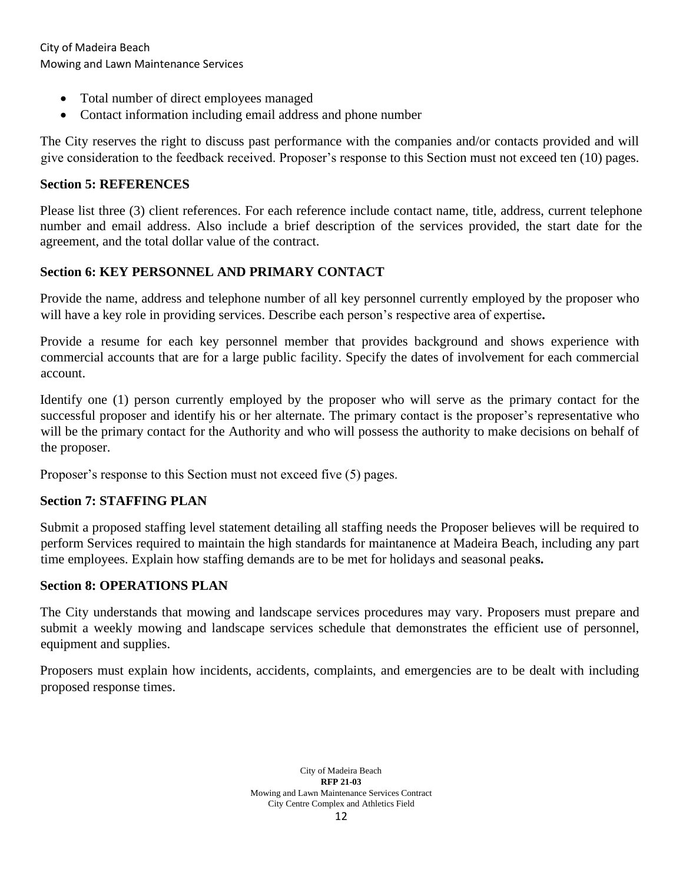- Total number of direct employees managed
- Contact information including email address and phone number

The City reserves the right to discuss past performance with the companies and/or contacts provided and will give consideration to the feedback received. Proposer's response to this Section must not exceed ten (10) pages.

## Section 5: REFERENCES

Please list three (3) client references. For each reference include contact name, title, address, current telephone number and email address. Also include a brief description of the services provided, the start date for the agreement, and the total dollar value of the contract.

## Section 6: KEY PERSONNEL AND PRIMARY CONTACT

Provide the name, address and telephone number of all key personnel currently employed by the proposer who will have a key role in providing services. Describe each person's respective area of expertise**.**

Provide a resume for each key personnel member that provides background and shows experience with commercial accounts that are for a large public facility. Specify the dates of involvement for each commercial account.

Identify one (1) person currently employed by the proposer who will serve as the primary contact for the successful proposer and identify his or her alternate. The primary contact is the proposer's representative who will be the primary contact for the Authority and who will possess the authority to make decisions on behalf of the proposer.

Proposer's response to this Section must not exceed five (5) pages.

## Section 7: STAFFING PLAN

Submit a proposed staffing level statement detailing all staffing needs the Proposer believes will be required to perform Services required to maintain the high standards for maintanence at Madeira Beach, including any part time employees. Explain how staffing demands are to be met for holidays and seasonal peak**s.**

## Section 8: OPERATIONS PLAN

The City understands that mowing and landscape services procedures may vary. Proposers must prepare and submit a weekly mowing and landscape services schedule that demonstrates the efficient use of personnel, equipment and supplies.

Proposers must explain how incidents, accidents, complaints, and emergencies are to be dealt with including proposed response times.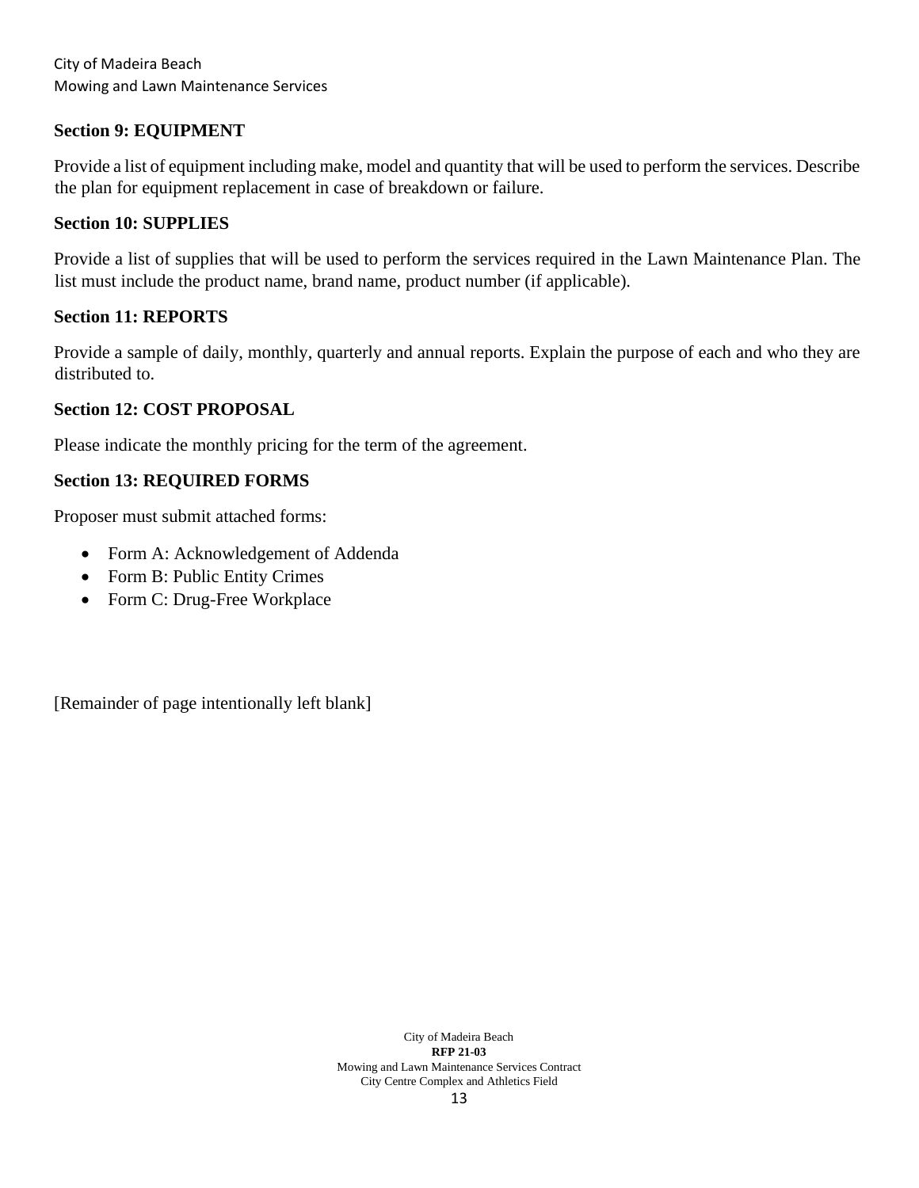## Section 9: EQUIPMENT

Provide a list of equipment including make, model and quantity that will be used to perform the services. Describe the plan for equipment replacement in case of breakdown or failure.

## Section 10: SUPPLIES

Provide a list of supplies that will be used to perform the services required in the Lawn Maintenance Plan. The list must include the product name, brand name, product number (if applicable).

## Section 11: REPORTS

Provide a sample of daily, monthly, quarterly and annual reports. Explain the purpose of each and who they are distributed to.

## Section 12: COST PROPOSAL

Please indicate the monthly pricing for the term of the agreement.

## Section 13: REQUIRED FORMS

Proposer must submit attached forms:

- Form A: Acknowledgement of Addenda
- Form B: Public Entity Crimes
- Form C: Drug-Free Workplace

[Remainder of page intentionally left blank]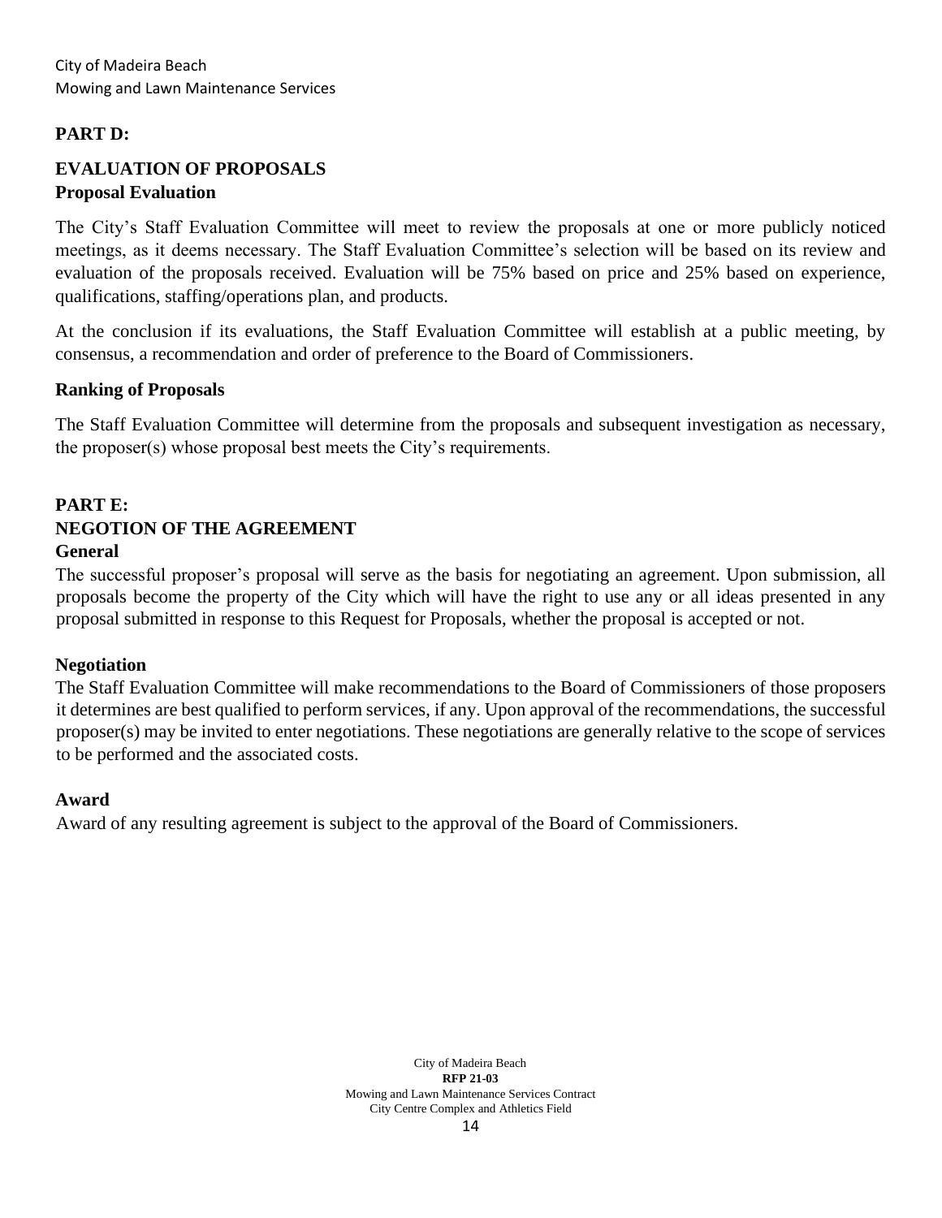## PART D:

## EVALUATION OF PROPOSALS

### Proposal Evaluation

The City's Staff Evaluation Committee will meet to review the proposals at one or more publicly noticed meetings, as it deems necessary. The Staff Evaluation Committee's selection will be based on its review and evaluation of the proposals received. Evaluation will be 75% based on price and 25% based on experience, qualifications, staffing/operations plan, and products.

At the conclusion if its evaluations, the Staff Evaluation Committee will establish at a public meeting, by consensus, a recommendation and order of preference to the Board of Commissioners.

### Ranking of Proposals

The Staff Evaluation Committee will determine from the proposals and subsequent investigation as necessary, the proposer(s) whose proposal best meets the City's requirements.

## PART E:

## NEGOTION OF THE AGREEMENT

### General

The successful proposer's proposal will serve as the basis for negotiating an agreement. Upon submission, all proposals become the property of the City which will have the right to use any or all ideas presented in any proposal submitted in response to this Request for Proposals, whether the proposal is accepted or not.

### Negotiation

The Staff Evaluation Committee will make recommendations to the Board of Commissioners of those proposers it determines are best qualified to perform services, if any. Upon approval of the recommendations, the successful proposer(s) may be invited to enter negotiations. These negotiations are generally relative to the scope of services to be performed and the associated costs.

### Award

Award of any resulting agreement is subject to the approval of the Board of Commissioners.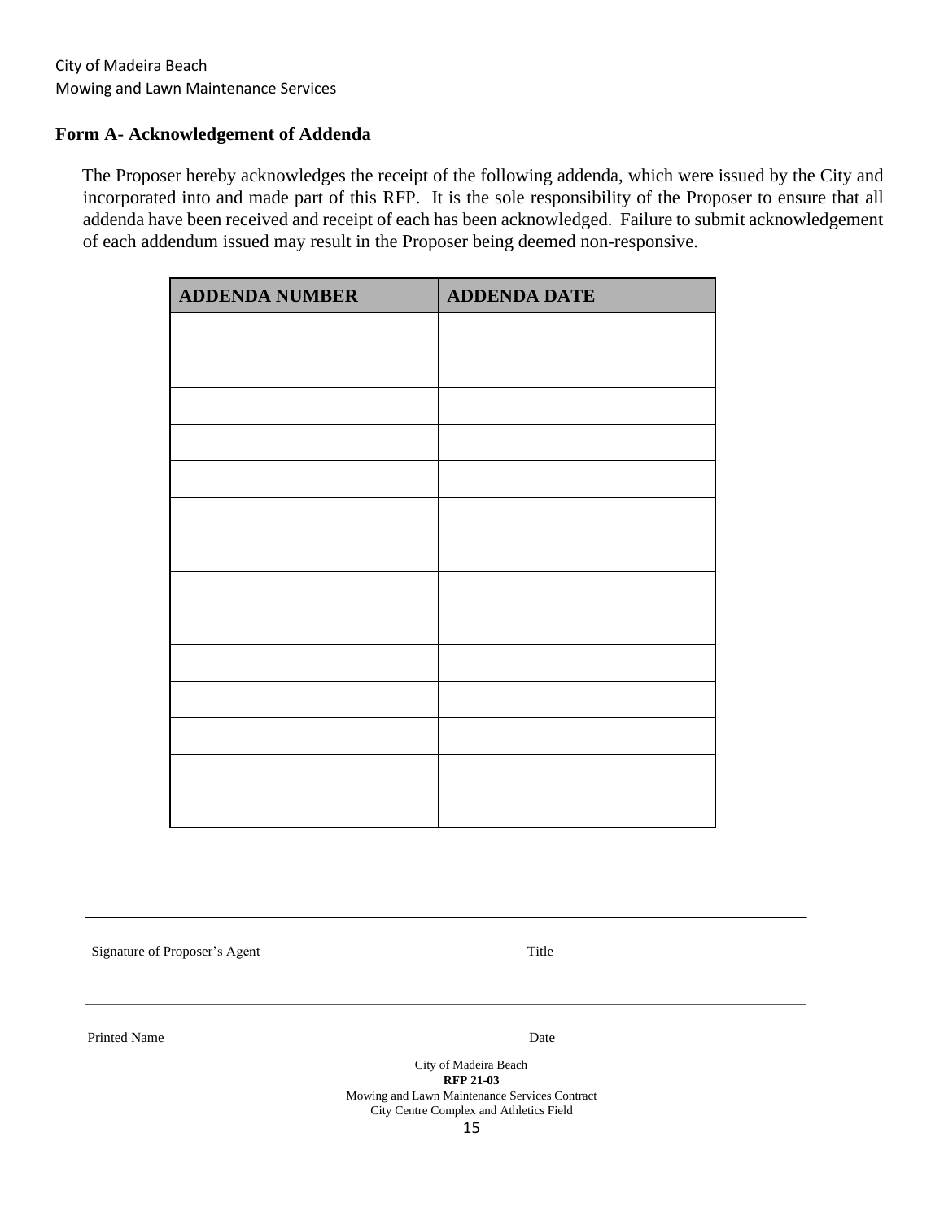## Form A- Acknowledgement of Addenda

The Proposer hereby acknowledges the receipt of the following addenda, which were issued by the City and incorporated into and made part of this RFP. It is the sole responsibility of the Proposer to ensure that all addenda have been received and receipt of each has been acknowledged. Failure to submit acknowledgement of each addendum issued may result in the Proposer being deemed non-responsive.

| ADDENDA NUMBER | ADDENDA DATE |
|---|---|
| | |
| | |
| | |
| | |
| | |
| | |
| | |
| | |
| | |
| | |
| | |
| | |
| | |
| | |

_______________________________________________

Signature of Proposer's Agent                    Title

_______________________________________________

Printed Name                    Date

City of Madeira Beach
**RFP 21-03**
Mowing and Lawn Maintenance Services Contract
City Centre Complex and Athletics Field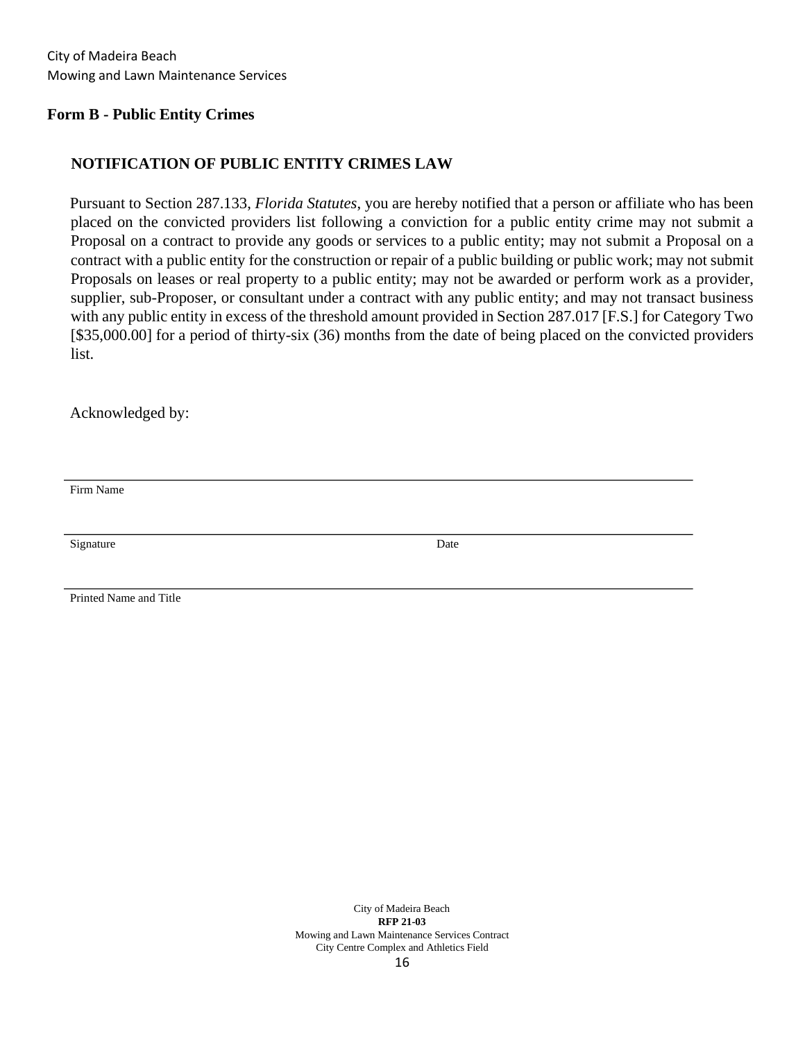## Form B - Public Entity Crimes

### NOTIFICATION OF PUBLIC ENTITY CRIMES LAW

Pursuant to Section 287.133, *Florida Statutes*, you are hereby notified that a person or affiliate who has been placed on the convicted providers list following a conviction for a public entity crime may not submit a Proposal on a contract to provide any goods or services to a public entity; may not submit a Proposal on a contract with a public entity for the construction or repair of a public building or public work; may not submit Proposals on leases or real property to a public entity; may not be awarded or perform work as a provider, supplier, sub-Proposer, or consultant under a contract with any public entity; and may not transact business with any public entity in excess of the threshold amount provided in Section 287.017 [F.S.] for Category Two [$35,000.00] for a period of thirty-six (36) months from the date of being placed on the convicted providers list.

Acknowledged by:

\_\_\_\_\_\_\_\_\_\_\_\_\_\_\_\_\_\_\_\_\_\_\_\_\_\_\_\_\_\_\_\_\_\_\_\_\_\_\_\_\_\_\_\_\_\_\_\_\_\_\_\_

Firm Name

\_\_\_\_\_\_\_\_\_\_\_\_\_\_\_\_\_\_\_\_\_\_\_\_\_\_\_\_\_\_\_\_\_\_\_\_\_\_\_\_\_\_\_\_\_\_\_\_\_\_\_\_

Signature Date

\_\_\_\_\_\_\_\_\_\_\_\_\_\_\_\_\_\_\_\_\_\_\_\_\_\_\_\_\_\_\_\_\_\_\_\_\_\_\_\_\_\_\_\_\_\_\_\_\_\_\_\_

Printed Name and Title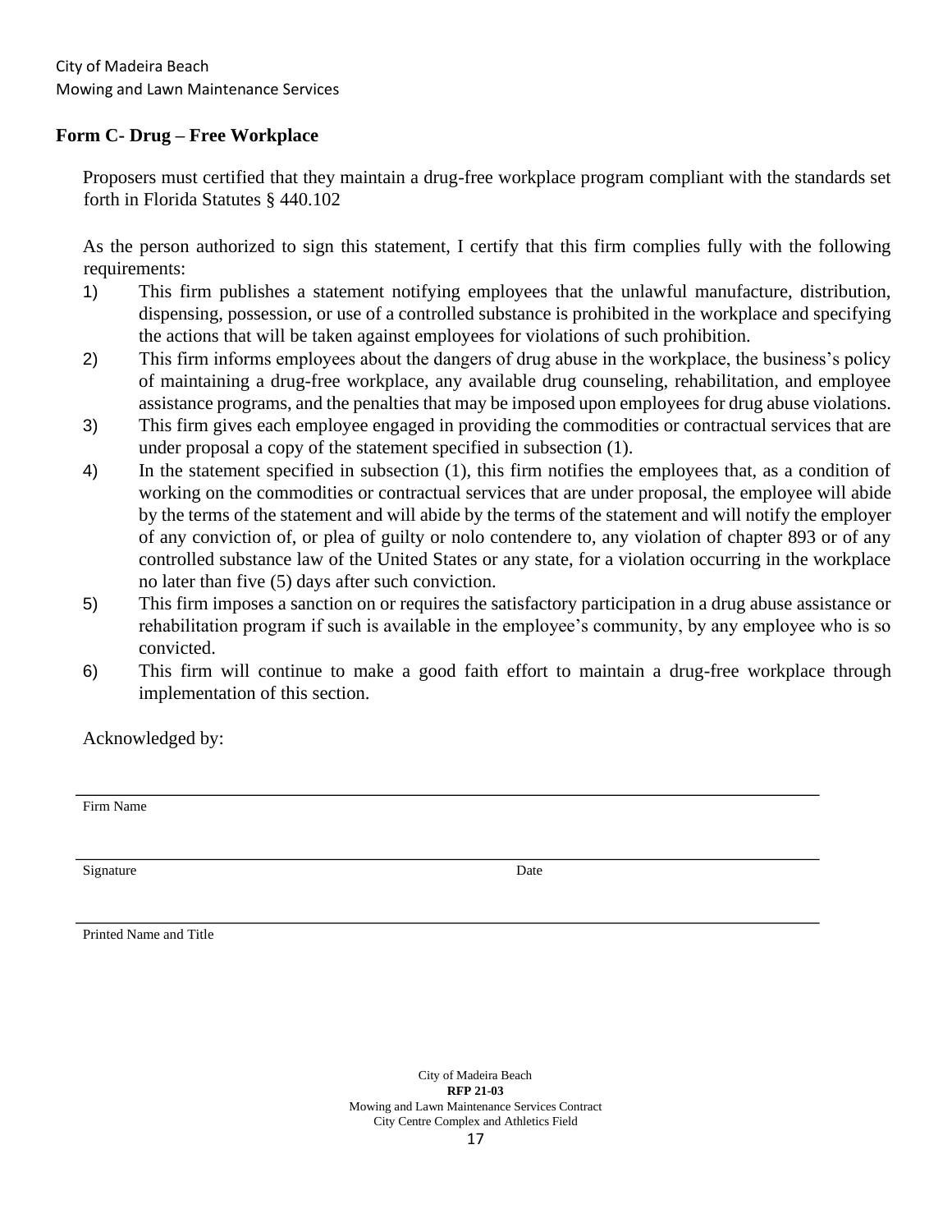## Form C- Drug – Free Workplace

Proposers must certified that they maintain a drug-free workplace program compliant with the standards set forth in Florida Statutes § 440.102

As the person authorized to sign this statement, I certify that this firm complies fully with the following requirements:

1) This firm publishes a statement notifying employees that the unlawful manufacture, distribution, dispensing, possession, or use of a controlled substance is prohibited in the workplace and specifying the actions that will be taken against employees for violations of such prohibition.
2) This firm informs employees about the dangers of drug abuse in the workplace, the business's policy of maintaining a drug-free workplace, any available drug counseling, rehabilitation, and employee assistance programs, and the penalties that may be imposed upon employees for drug abuse violations.
3) This firm gives each employee engaged in providing the commodities or contractual services that are under proposal a copy of the statement specified in subsection (1).
4) In the statement specified in subsection (1), this firm notifies the employees that, as a condition of working on the commodities or contractual services that are under proposal, the employee will abide by the terms of the statement and will abide by the terms of the statement and will notify the employer of any conviction of, or plea of guilty or nolo contendere to, any violation of chapter 893 or of any controlled substance law of the United States or any state, for a violation occurring in the workplace no later than five (5) days after such conviction.
5) This firm imposes a sanction on or requires the satisfactory participation in a drug abuse assistance or rehabilitation program if such is available in the employee's community, by any employee who is so convicted.
6) This firm will continue to make a good faith effort to maintain a drug-free workplace through implementation of this section.

Acknowledged by:

\_\_\_\_\_\_\_\_\_\_\_\_\_\_\_\_\_\_\_\_\_\_\_\_\_\_\_\_\_\_\_\_\_\_\_\_\_\_\_\_\_\_\_\_
Firm Name

\_\_\_\_\_\_\_\_\_\_\_\_\_\_\_\_\_\_\_\_\_\_\_\_\_\_\_\_\_\_\_\_\_\_\_\_\_\_\_\_\_\_\_\_
Signature Date

\_\_\_\_\_\_\_\_\_\_\_\_\_\_\_\_\_\_\_\_\_\_\_\_\_\_\_\_\_\_\_\_\_\_\_\_\_\_\_\_\_\_\_\_
Printed Name and Title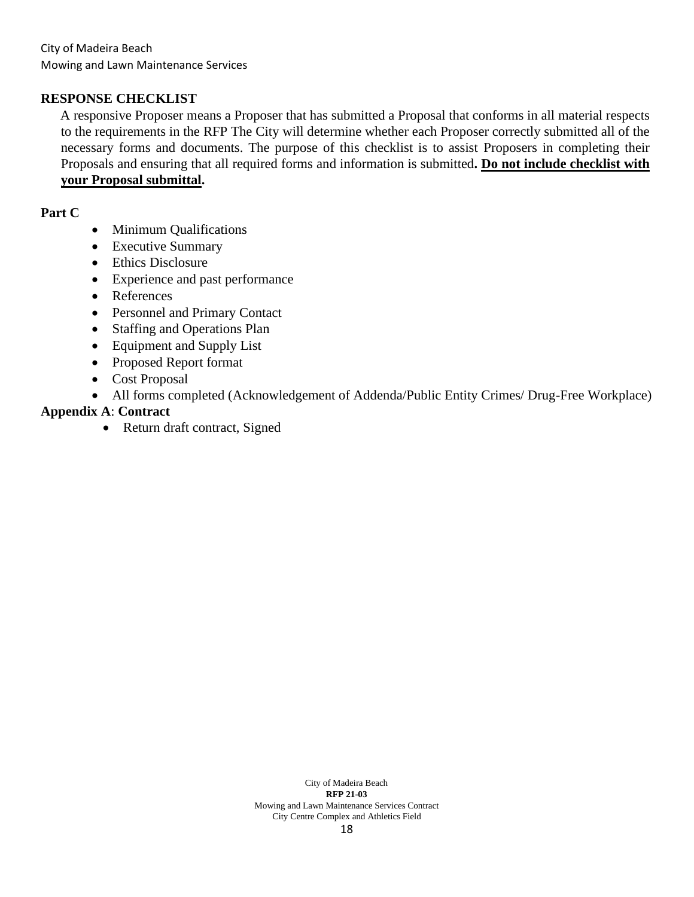## RESPONSE CHECKLIST

A responsive Proposer means a Proposer that has submitted a Proposal that conforms in all material respects to the requirements in the RFP The City will determine whether each Proposer correctly submitted all of the necessary forms and documents. The purpose of this checklist is to assist Proposers in completing their Proposals and ensuring that all required forms and information is submitted**. <u>Do not include checklist with your Proposal submittal</u>.**

**Part C**

- Minimum Qualifications
- Executive Summary
- Ethics Disclosure
- Experience and past performance
- References
- Personnel and Primary Contact
- Staffing and Operations Plan
- Equipment and Supply List
- Proposed Report format
- Cost Proposal
- All forms completed (Acknowledgement of Addenda/Public Entity Crimes/ Drug-Free Workplace)

**Appendix A**: **Contract**

- Return draft contract, Signed